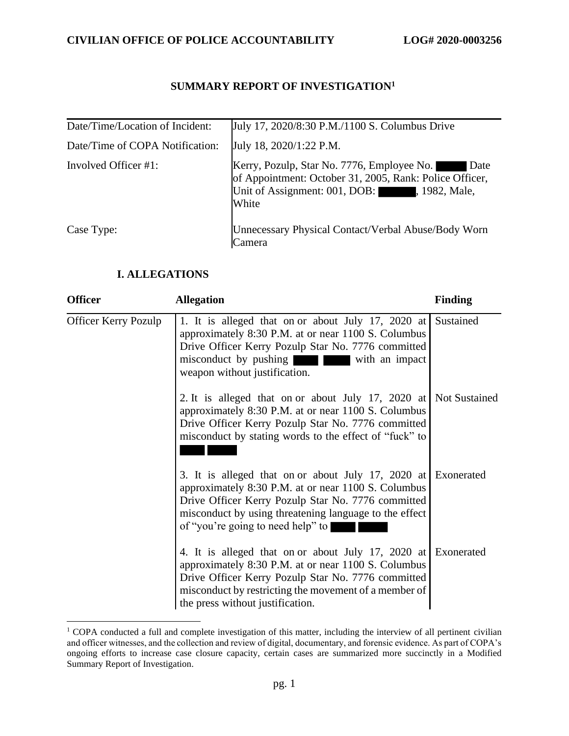## SUMMARY REPORT OF INVESTIGATION[1]

| | |
|---|---|
| Date/Time/Location of Incident: | July 17, 2020/8:30 P.M./1100 S. Columbus Drive |
| Date/Time of COPA Notification: | July 18, 2020/1:22 P.M. |
| Involved Officer #1: | Kerry, Pozulp, Star No. 7776, Employee No. ███ Date of Appointment: October 31, 2005, Rank: Police Officer, Unit of Assignment: 001, DOB: ███, 1982, Male, White |
| Case Type: | Unnecessary Physical Contact/Verbal Abuse/Body Worn Camera |

### I. ALLEGATIONS

| Officer | Allegation | Finding |
|---|---|---|
| Officer Kerry Pozulp | 1. It is alleged that on or about July 17, 2020 at approximately 8:30 P.M. at or near 1100 S. Columbus Drive Officer Kerry Pozulp Star No. 7776 committed misconduct by pushing ███ ███ with an impact weapon without justification. | Sustained |
| | 2. It is alleged that on or about July 17, 2020 at approximately 8:30 P.M. at or near 1100 S. Columbus Drive Officer Kerry Pozulp Star No. 7776 committed misconduct by stating words to the effect of "fuck" to ███ ███ | Not Sustained |
| | 3. It is alleged that on or about July 17, 2020 at approximately 8:30 P.M. at or near 1100 S. Columbus Drive Officer Kerry Pozulp Star No. 7776 committed misconduct by using threatening language to the effect of "you're going to need help" to ███ ███ | Exonerated |
| | 4. It is alleged that on or about July 17, 2020 at approximately 8:30 P.M. at or near 1100 S. Columbus Drive Officer Kerry Pozulp Star No. 7776 committed misconduct by restricting the movement of a member of the press without justification. | Exonerated |

[1] COPA conducted a full and complete investigation of this matter, including the interview of all pertinent civilian and officer witnesses, and the collection and review of digital, documentary, and forensic evidence. As part of COPA's ongoing efforts to increase case closure capacity, certain cases are summarized more succinctly in a Modified Summary Report of Investigation.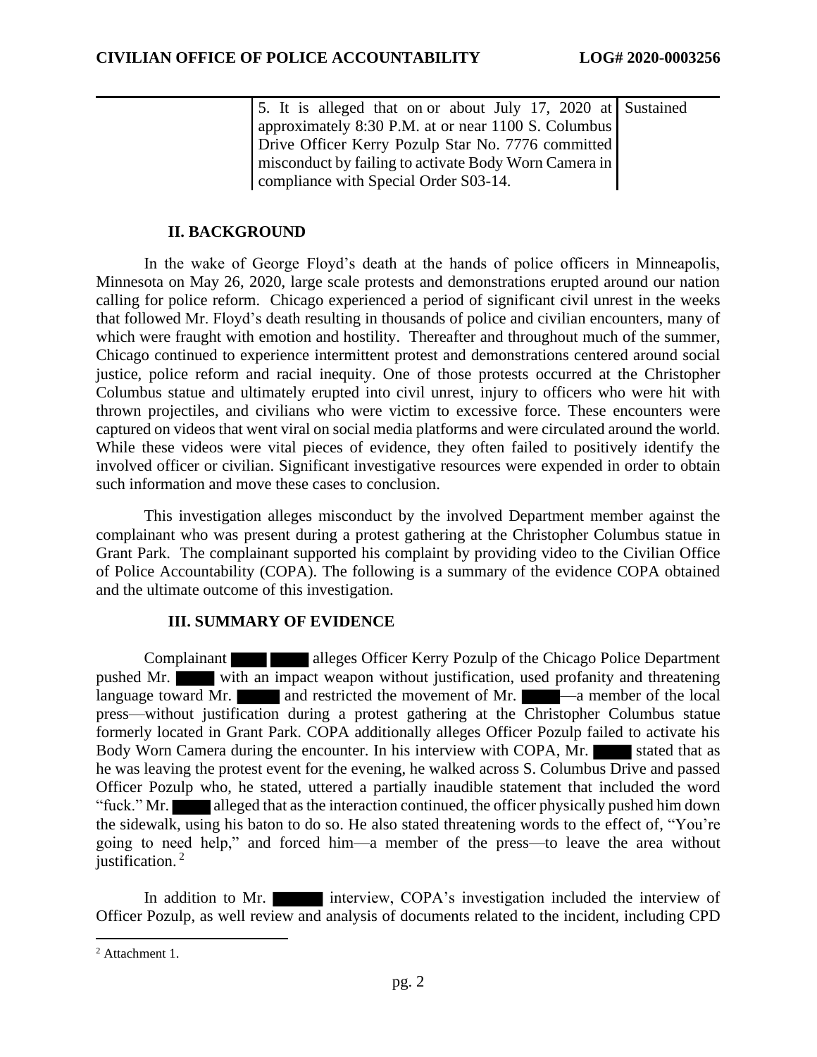| | | |
|---|---|---|
| | 5. It is alleged that on or about July 17, 2020 at approximately 8:30 P.M. at or near 1100 S. Columbus Drive Officer Kerry Pozulp Star No. 7776 committed misconduct by failing to activate Body Worn Camera in compliance with Special Order S03-14. | Sustained |

## II. BACKGROUND

In the wake of George Floyd's death at the hands of police officers in Minneapolis, Minnesota on May 26, 2020, large scale protests and demonstrations erupted around our nation calling for police reform. Chicago experienced a period of significant civil unrest in the weeks that followed Mr. Floyd's death resulting in thousands of police and civilian encounters, many of which were fraught with emotion and hostility. Thereafter and throughout much of the summer, Chicago continued to experience intermittent protest and demonstrations centered around social justice, police reform and racial inequity. One of those protests occurred at the Christopher Columbus statue and ultimately erupted into civil unrest, injury to officers who were hit with thrown projectiles, and civilians who were victim to excessive force. These encounters were captured on videos that went viral on social media platforms and were circulated around the world. While these videos were vital pieces of evidence, they often failed to positively identify the involved officer or civilian. Significant investigative resources were expended in order to obtain such information and move these cases to conclusion.

This investigation alleges misconduct by the involved Department member against the complainant who was present during a protest gathering at the Christopher Columbus statue in Grant Park. The complainant supported his complaint by providing video to the Civilian Office of Police Accountability (COPA). The following is a summary of the evidence COPA obtained and the ultimate outcome of this investigation.

## III. SUMMARY OF EVIDENCE

Complainant ████ ████ alleges Officer Kerry Pozulp of the Chicago Police Department pushed Mr. ████ with an impact weapon without justification, used profanity and threatening language toward Mr. ████ and restricted the movement of Mr. ████—a member of the local press—without justification during a protest gathering at the Christopher Columbus statue formerly located in Grant Park. COPA additionally alleges Officer Pozulp failed to activate his Body Worn Camera during the encounter. In his interview with COPA, Mr. ████ stated that as he was leaving the protest event for the evening, he walked across S. Columbus Drive and passed Officer Pozulp who, he stated, uttered a partially inaudible statement that included the word "fuck." Mr. ████ alleged that as the interaction continued, the officer physically pushed him down the sidewalk, using his baton to do so. He also stated threatening words to the effect of, "You're going to need help," and forced him—a member of the press—to leave the area without justification. [2]

In addition to Mr. ████ interview, COPA's investigation included the interview of Officer Pozulp, as well review and analysis of documents related to the incident, including CPD

[2] Attachment 1.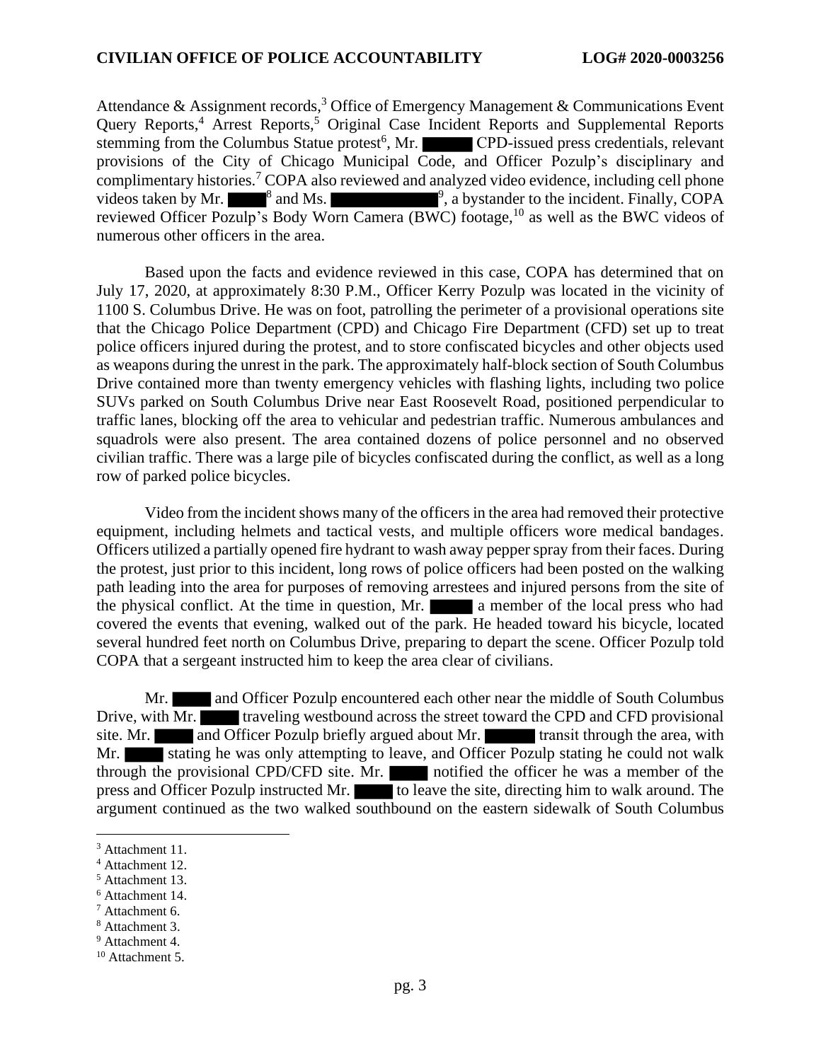Attendance & Assignment records,[3] Office of Emergency Management & Communications Event Query Reports,[4] Arrest Reports,[5] Original Case Incident Reports and Supplemental Reports stemming from the Columbus Statue protest[6], Mr. ██████ CPD-issued press credentials, relevant provisions of the City of Chicago Municipal Code, and Officer Pozulp's disciplinary and complimentary histories.[7] COPA also reviewed and analyzed video evidence, including cell phone videos taken by Mr. █████[8] and Ms. ████████████[9], a bystander to the incident. Finally, COPA reviewed Officer Pozulp's Body Worn Camera (BWC) footage,[10] as well as the BWC videos of numerous other officers in the area.

Based upon the facts and evidence reviewed in this case, COPA has determined that on July 17, 2020, at approximately 8:30 P.M., Officer Kerry Pozulp was located in the vicinity of 1100 S. Columbus Drive. He was on foot, patrolling the perimeter of a provisional operations site that the Chicago Police Department (CPD) and Chicago Fire Department (CFD) set up to treat police officers injured during the protest, and to store confiscated bicycles and other objects used as weapons during the unrest in the park. The approximately half-block section of South Columbus Drive contained more than twenty emergency vehicles with flashing lights, including two police SUVs parked on South Columbus Drive near East Roosevelt Road, positioned perpendicular to traffic lanes, blocking off the area to vehicular and pedestrian traffic. Numerous ambulances and squadrols were also present. The area contained dozens of police personnel and no observed civilian traffic. There was a large pile of bicycles confiscated during the conflict, as well as a long row of parked police bicycles.

Video from the incident shows many of the officers in the area had removed their protective equipment, including helmets and tactical vests, and multiple officers wore medical bandages. Officers utilized a partially opened fire hydrant to wash away pepper spray from their faces. During the protest, just prior to this incident, long rows of police officers had been posted on the walking path leading into the area for purposes of removing arrestees and injured persons from the site of the physical conflict. At the time in question, Mr. █████ a member of the local press who had covered the events that evening, walked out of the park. He headed toward his bicycle, located several hundred feet north on Columbus Drive, preparing to depart the scene. Officer Pozulp told COPA that a sergeant instructed him to keep the area clear of civilians.

Mr. █████ and Officer Pozulp encountered each other near the middle of South Columbus Drive, with Mr. █████ traveling westbound across the street toward the CPD and CFD provisional site. Mr. █████ and Officer Pozulp briefly argued about Mr. ██████ transit through the area, with Mr. █████ stating he was only attempting to leave, and Officer Pozulp stating he could not walk through the provisional CPD/CFD site. Mr. █████ notified the officer he was a member of the press and Officer Pozulp instructed Mr. █████ to leave the site, directing him to walk around. The argument continued as the two walked southbound on the eastern sidewalk of South Columbus

---

[3] Attachment 11.
[4] Attachment 12.
[5] Attachment 13.
[6] Attachment 14.
[7] Attachment 6.
[8] Attachment 3.
[9] Attachment 4.
[10] Attachment 5.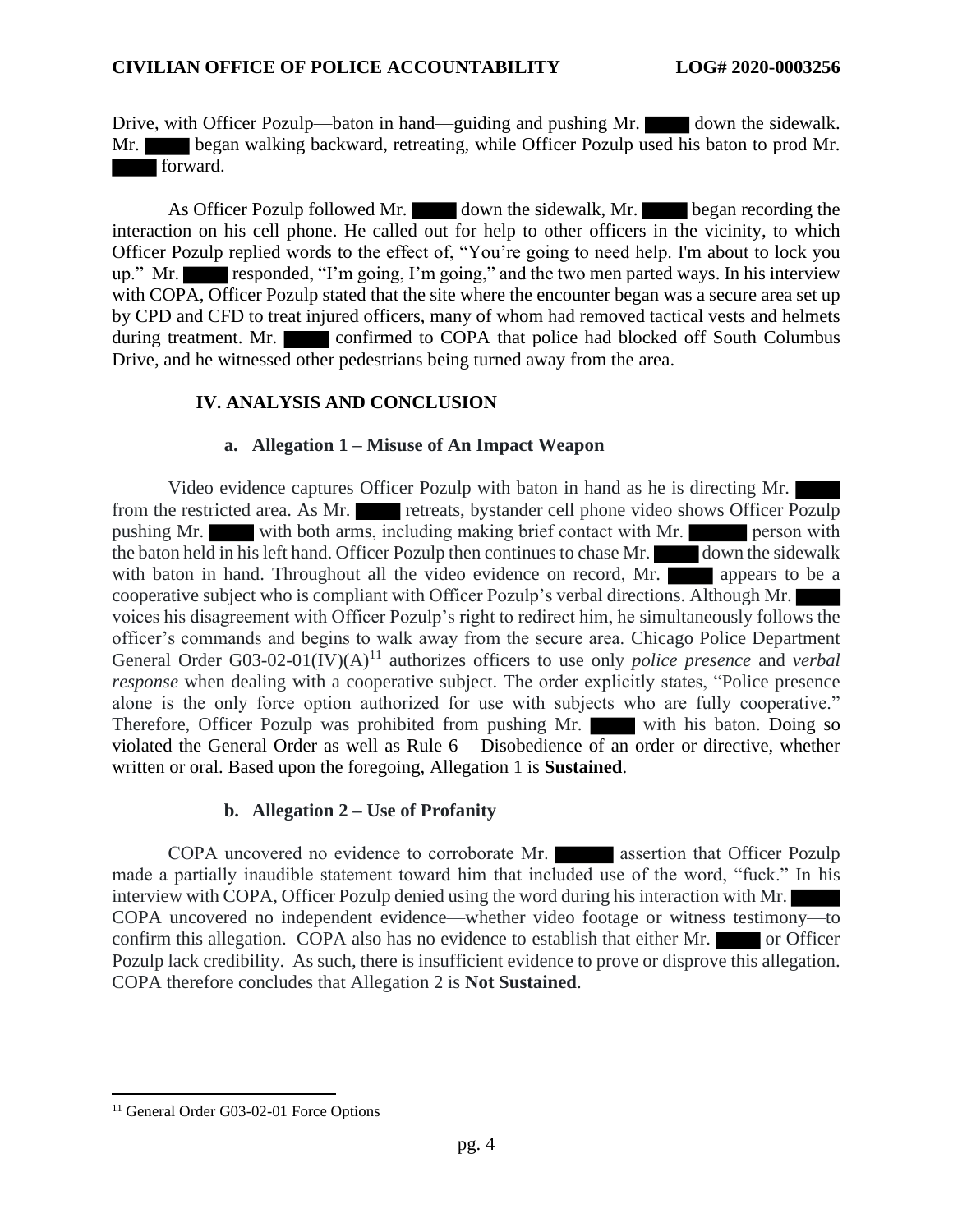Drive, with Officer Pozulp—baton in hand—guiding and pushing Mr. ████ down the sidewalk. Mr. ████ began walking backward, retreating, while Officer Pozulp used his baton to prod Mr. ████ forward.

As Officer Pozulp followed Mr. ████ down the sidewalk, Mr. ████ began recording the interaction on his cell phone. He called out for help to other officers in the vicinity, to which Officer Pozulp replied words to the effect of, "You're going to need help. I'm about to lock you up." Mr. ████ responded, "I'm going, I'm going," and the two men parted ways. In his interview with COPA, Officer Pozulp stated that the site where the encounter began was a secure area set up by CPD and CFD to treat injured officers, many of whom had removed tactical vests and helmets during treatment. Mr. ████ confirmed to COPA that police had blocked off South Columbus Drive, and he witnessed other pedestrians being turned away from the area.

## IV. ANALYSIS AND CONCLUSION

### a. Allegation 1 – Misuse of An Impact Weapon

Video evidence captures Officer Pozulp with baton in hand as he is directing Mr. ████ from the restricted area. As Mr. ████ retreats, bystander cell phone video shows Officer Pozulp pushing Mr. ████ with both arms, including making brief contact with Mr. ████ person with the baton held in his left hand. Officer Pozulp then continues to chase Mr. ████ down the sidewalk with baton in hand. Throughout all the video evidence on record, Mr. ████ appears to be a cooperative subject who is compliant with Officer Pozulp's verbal directions. Although Mr. ████ voices his disagreement with Officer Pozulp's right to redirect him, he simultaneously follows the officer's commands and begins to walk away from the secure area. Chicago Police Department General Order G03-02-01(IV)(A)[11] authorizes officers to use only *police presence* and *verbal response* when dealing with a cooperative subject. The order explicitly states, "Police presence alone is the only force option authorized for use with subjects who are fully cooperative." Therefore, Officer Pozulp was prohibited from pushing Mr. ████ with his baton. Doing so violated the General Order as well as Rule 6 – Disobedience of an order or directive, whether written or oral. Based upon the foregoing, Allegation 1 is **Sustained**.

### b. Allegation 2 – Use of Profanity

COPA uncovered no evidence to corroborate Mr. ████ assertion that Officer Pozulp made a partially inaudible statement toward him that included use of the word, "fuck." In his interview with COPA, Officer Pozulp denied using the word during his interaction with Mr. ████ COPA uncovered no independent evidence—whether video footage or witness testimony—to confirm this allegation. COPA also has no evidence to establish that either Mr. ████ or Officer Pozulp lack credibility. As such, there is insufficient evidence to prove or disprove this allegation. COPA therefore concludes that Allegation 2 is **Not Sustained**.

---

[11] General Order G03-02-01 Force Options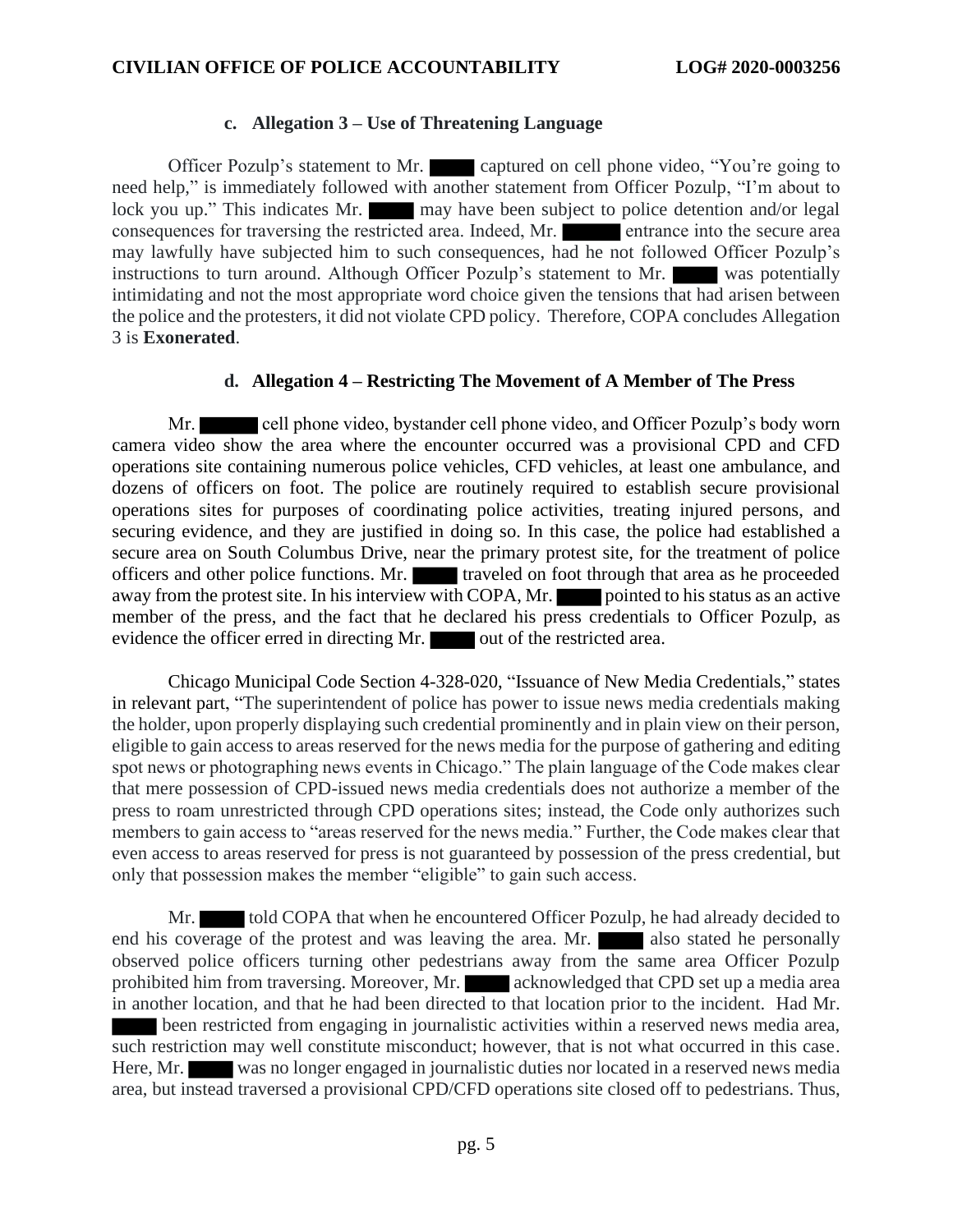### c. Allegation 3 – Use of Threatening Language

Officer Pozulp's statement to Mr. ██████ captured on cell phone video, "You're going to need help," is immediately followed with another statement from Officer Pozulp, "I'm about to lock you up." This indicates Mr. ██████ may have been subject to police detention and/or legal consequences for traversing the restricted area. Indeed, Mr. ██████ entrance into the secure area may lawfully have subjected him to such consequences, had he not followed Officer Pozulp's instructions to turn around. Although Officer Pozulp's statement to Mr. ██████ was potentially intimidating and not the most appropriate word choice given the tensions that had arisen between the police and the protesters, it did not violate CPD policy. Therefore, COPA concludes Allegation 3 is **Exonerated**.

### d. Allegation 4 – Restricting The Movement of A Member of The Press

Mr. ██████ cell phone video, bystander cell phone video, and Officer Pozulp's body worn camera video show the area where the encounter occurred was a provisional CPD and CFD operations site containing numerous police vehicles, CFD vehicles, at least one ambulance, and dozens of officers on foot. The police are routinely required to establish secure provisional operations sites for purposes of coordinating police activities, treating injured persons, and securing evidence, and they are justified in doing so. In this case, the police had established a secure area on South Columbus Drive, near the primary protest site, for the treatment of police officers and other police functions. Mr. ██████ traveled on foot through that area as he proceeded away from the protest site. In his interview with COPA, Mr. ██████ pointed to his status as an active member of the press, and the fact that he declared his press credentials to Officer Pozulp, as evidence the officer erred in directing Mr. ██████ out of the restricted area.

Chicago Municipal Code Section 4-328-020, "Issuance of New Media Credentials," states in relevant part, "The superintendent of police has power to issue news media credentials making the holder, upon properly displaying such credential prominently and in plain view on their person, eligible to gain access to areas reserved for the news media for the purpose of gathering and editing spot news or photographing news events in Chicago." The plain language of the Code makes clear that mere possession of CPD-issued news media credentials does not authorize a member of the press to roam unrestricted through CPD operations sites; instead, the Code only authorizes such members to gain access to "areas reserved for the news media." Further, the Code makes clear that even access to areas reserved for press is not guaranteed by possession of the press credential, but only that possession makes the member "eligible" to gain such access.

Mr. ██████ told COPA that when he encountered Officer Pozulp, he had already decided to end his coverage of the protest and was leaving the area. Mr. ██████ also stated he personally observed police officers turning other pedestrians away from the same area Officer Pozulp prohibited him from traversing. Moreover, Mr. ██████ acknowledged that CPD set up a media area in another location, and that he had been directed to that location prior to the incident. Had Mr. ██████ been restricted from engaging in journalistic activities within a reserved news media area, such restriction may well constitute misconduct; however, that is not what occurred in this case. Here, Mr. ██████ was no longer engaged in journalistic duties nor located in a reserved news media area, but instead traversed a provisional CPD/CFD operations site closed off to pedestrians. Thus,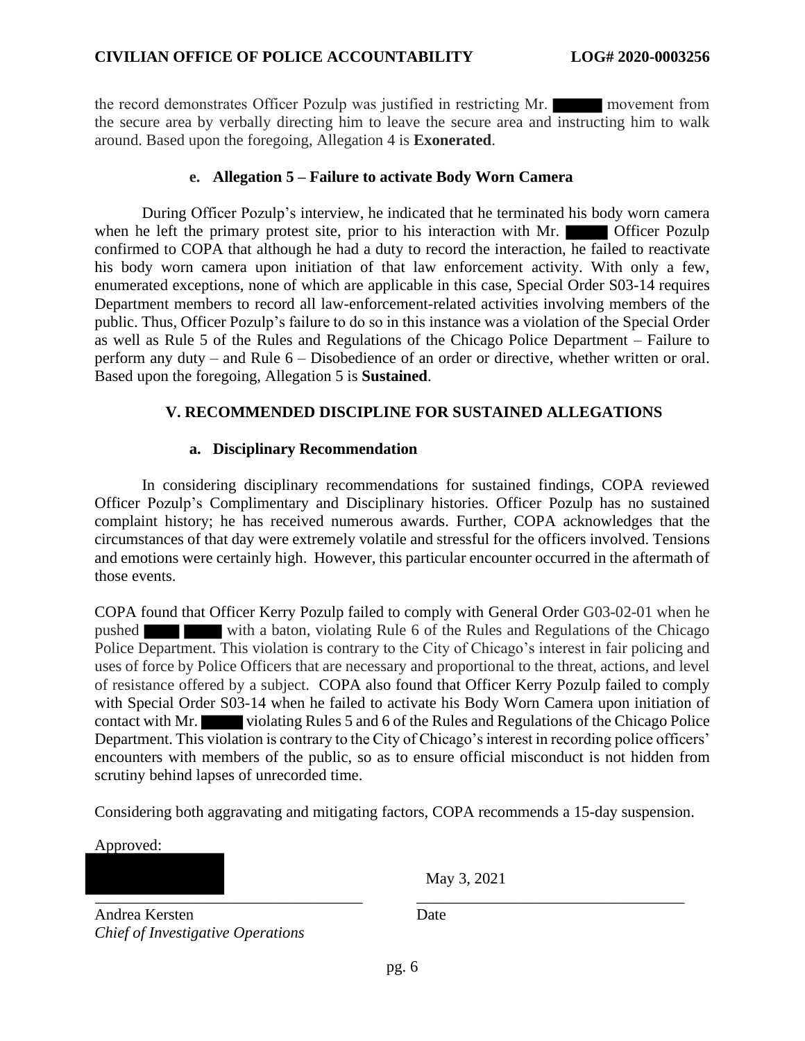the record demonstrates Officer Pozulp was justified in restricting Mr. ███ movement from the secure area by verbally directing him to leave the secure area and instructing him to walk around. Based upon the foregoing, Allegation 4 is **Exonerated**.

### e. Allegation 5 – Failure to activate Body Worn Camera

During Officer Pozulp's interview, he indicated that he terminated his body worn camera when he left the primary protest site, prior to his interaction with Mr. ███ Officer Pozulp confirmed to COPA that although he had a duty to record the interaction, he failed to reactivate his body worn camera upon initiation of that law enforcement activity. With only a few, enumerated exceptions, none of which are applicable in this case, Special Order S03-14 requires Department members to record all law-enforcement-related activities involving members of the public. Thus, Officer Pozulp's failure to do so in this instance was a violation of the Special Order as well as Rule 5 of the Rules and Regulations of the Chicago Police Department – Failure to perform any duty – and Rule 6 – Disobedience of an order or directive, whether written or oral. Based upon the foregoing, Allegation 5 is **Sustained**.

## V. RECOMMENDED DISCIPLINE FOR SUSTAINED ALLEGATIONS

### a. Disciplinary Recommendation

In considering disciplinary recommendations for sustained findings, COPA reviewed Officer Pozulp's Complimentary and Disciplinary histories. Officer Pozulp has no sustained complaint history; he has received numerous awards. Further, COPA acknowledges that the circumstances of that day were extremely volatile and stressful for the officers involved. Tensions and emotions were certainly high. However, this particular encounter occurred in the aftermath of those events.

COPA found that Officer Kerry Pozulp failed to comply with General Order G03-02-01 when he pushed ███ ███ with a baton, violating Rule 6 of the Rules and Regulations of the Chicago Police Department. This violation is contrary to the City of Chicago's interest in fair policing and uses of force by Police Officers that are necessary and proportional to the threat, actions, and level of resistance offered by a subject. COPA also found that Officer Kerry Pozulp failed to comply with Special Order S03-14 when he failed to activate his Body Worn Camera upon initiation of contact with Mr. ███ violating Rules 5 and 6 of the Rules and Regulations of the Chicago Police Department. This violation is contrary to the City of Chicago's interest in recording police officers' encounters with members of the public, so as to ensure official misconduct is not hidden from scrutiny behind lapses of unrecorded time.

Considering both aggravating and mitigating factors, COPA recommends a 15-day suspension.

Approved:

███

Andrea Kersten
*Chief of Investigative Operations*

May 3, 2021

Date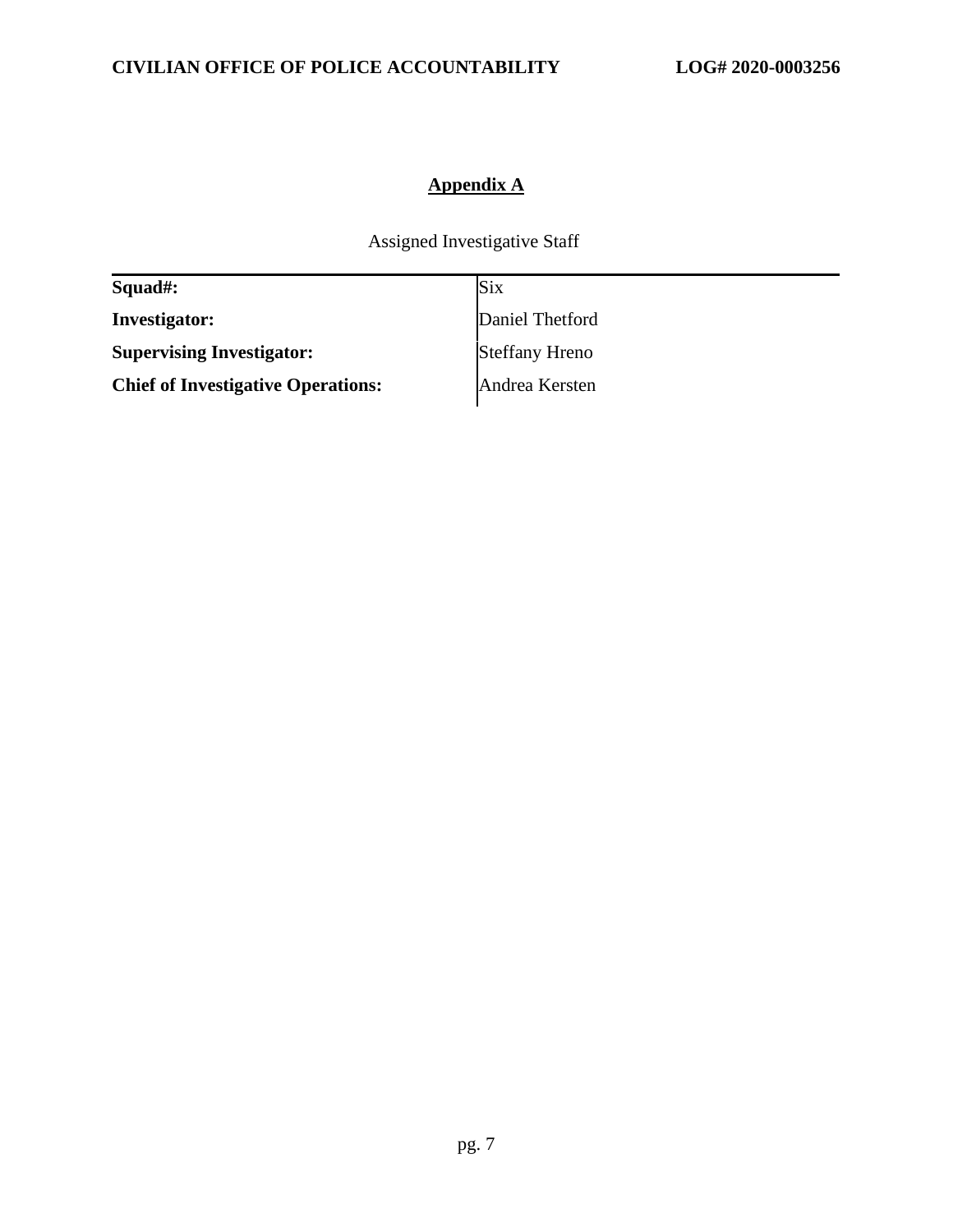## Appendix A

Assigned Investigative Staff

| | |
|---|---|
| **Squad#:** | Six |
| **Investigator:** | Daniel Thetford |
| **Supervising Investigator:** | Steffany Hreno |
| **Chief of Investigative Operations:** | Andrea Kersten |